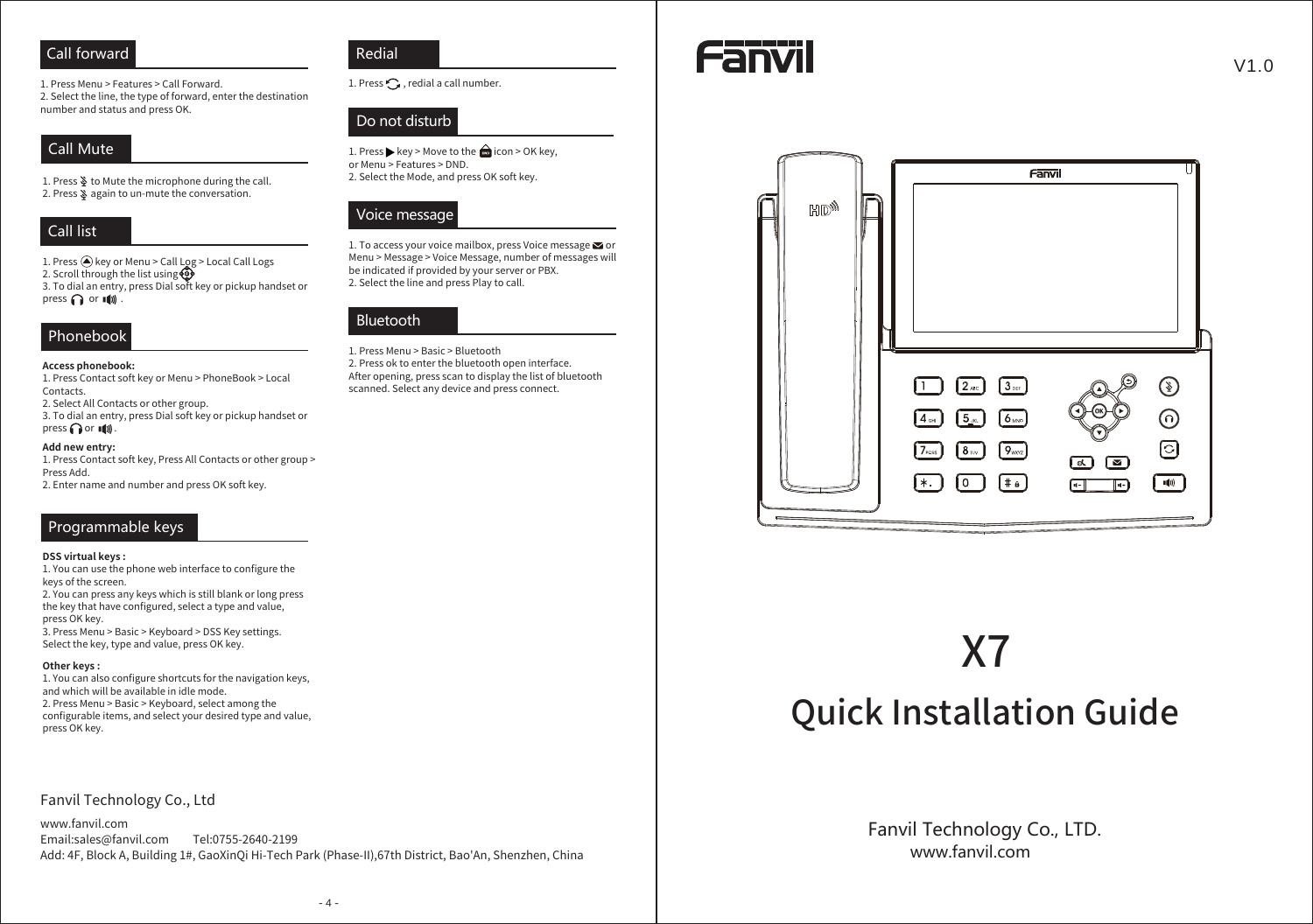## Call forward

1. Press Menu > Features > Call Forward.
2. Select the line, the type of forward, enter the destination number and status and press OK.

## Call Mute

1. Press to Mute the microphone during the call.
2. Press again to un-mute the conversation.

## Call list

1. Press key or Menu > Call Log > Local Call Logs
2. Scroll through the list using
3. To dial an entry, press Dial soft key or pickup handset or press or .

## Phonebook

**Access phonebook:**

1. Press Contact soft key or Menu > PhoneBook > Local Contacts.
2. Select All Contacts or other group.
3. To dial an entry, press Dial soft key or pickup handset or press or .

**Add new entry:**

1. Press Contact soft key, Press All Contacts or other group > Press Add.
2. Enter name and number and press OK soft key.

## Programmable keys

**DSS virtual keys :**

1. You can use the phone web interface to configure the keys of the screen.
2. You can press any keys which is still blank or long press the key that have configured, select a type and value, press OK key.
3. Press Menu > Basic > Keyboard > DSS Key settings. Select the key, type and value, press OK key.

**Other keys :**

1. You can also configure shortcuts for the navigation keys, and which will be available in idle mode.
2. Press Menu > Basic > Keyboard, select among the configurable items, and select your desired type and value, press OK key.

## Redial

1. Press , redial a call number.

## Do not disturb

1. Press key > Move to the icon > OK key, or Menu > Features > DND.
2. Select the Mode, and press OK soft key.

## Voice message

1. To access your voice mailbox, press Voice message or Menu > Message > Voice Message, number of messages will be indicated if provided by your server or PBX.
2. Select the line and press Play to call.

## Bluetooth

1. Press Menu > Basic > Bluetooth
2. Press ok to enter the bluetooth open interface.
After opening, press scan to display the list of bluetooth scanned. Select any device and press connect.

Fanvil Technology Co., Ltd

www.fanvil.com
Email:sales@fanvil.com Tel:0755-2640-2199
Add: 4F, Block A, Building 1#, GaoXinQi Hi-Tech Park (Phase-II),67th District, Bao'An, Shenzhen, China

Fanvil

V1.0

# X7

# Quick Installation Guide

Fanvil Technology Co., LTD.
www.fanvil.com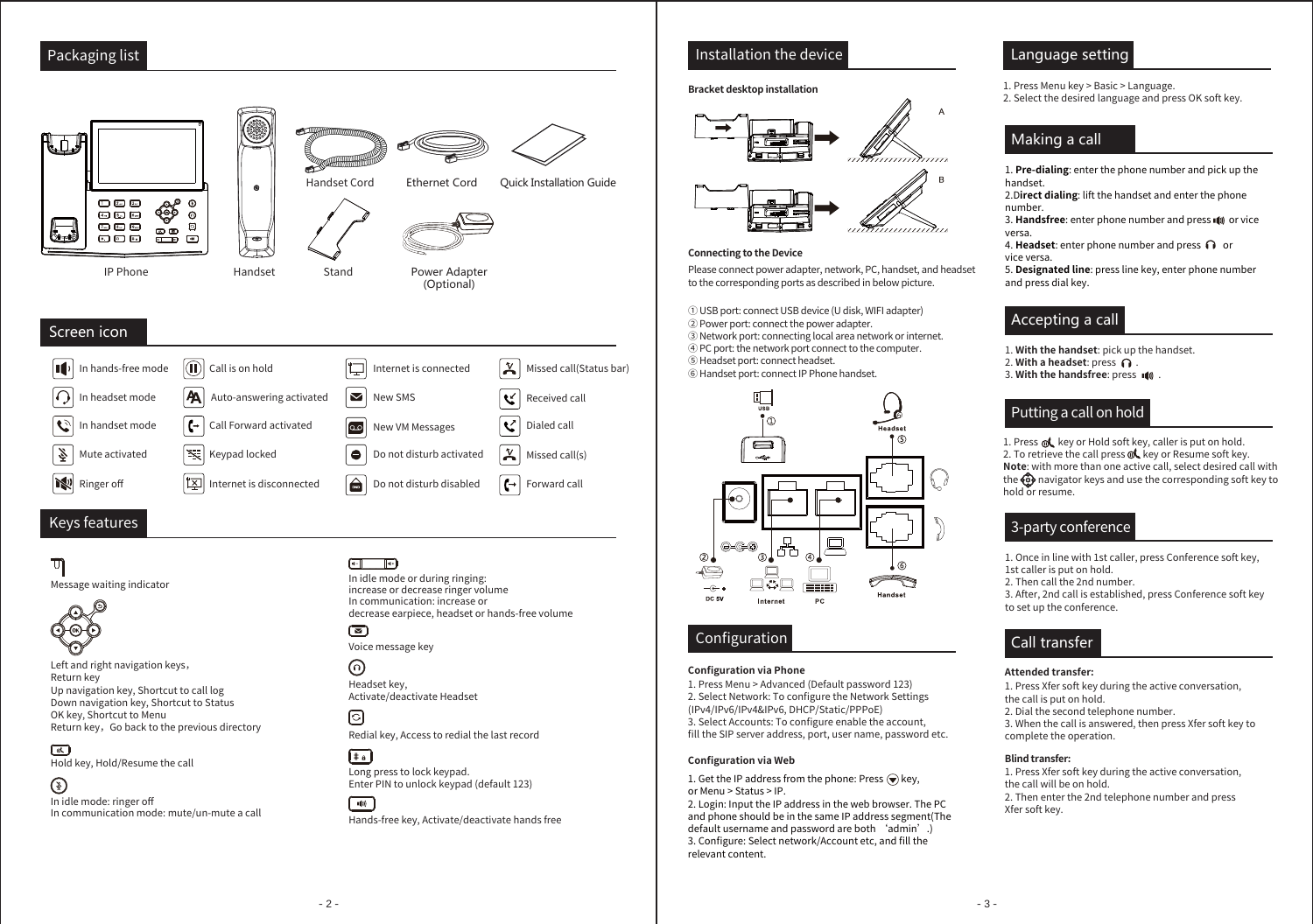## Packaging list

IP Phone

Handset

Handset Cord

Ethernet Cord

Quick Installation Guide

Stand

Power Adapter (Optional)

## Screen icon

| | | | |
|---|---|---|---|
| In hands-free mode | Call is on hold | Internet is connected | Missed call(Status bar) |
| In headset mode | Auto-answering activated | New SMS | Received call |
| In handset mode | Call Forward activated | New VM Messages | Dialed call |
| Mute activated | Keypad locked | Do not disturb activated | Missed call(s) |
| Ringer off | Internet is disconnected | Do not disturb disabled | Forward call |

## Keys features

Message waiting indicator

Left and right navigation keys,
Return key
Up navigation key, Shortcut to call log
Down navigation key, Shortcut to Status
OK key, Shortcut to Menu
Return key, Go back to the previous directory

Hold key, Hold/Resume the call

In idle mode: ringer off
In communication mode: mute/un-mute a call

In idle mode or during ringing:
increase or decrease ringer volume
In communication: increase or
decrease earpiece, headset or hands-free volume

Voice message key

Headset key,
Activate/deactivate Headset

Redial key, Access to redial the last record

Long press to lock keypad.
Enter PIN to unlock keypad (default 123)

Hands-free key, Activate/deactivate hands free

## Installation the device

**Bracket desktop installation**

A

B

**Connecting to the Device**

Please connect power adapter, network, PC, handset, and headset to the corresponding ports as described in below picture.

① USB port: connect USB device (U disk, WIFI adapter)
② Power port: connect the power adapter.
③ Network port: connecting local area network or internet.
④ PC port: the network port connect to the computer.
⑤ Headset port: connect headset.
⑥ Handset port: connect IP Phone handset.

USB

Headset

DC 5V

Internet

PC

Handset

## Configuration

**Configuration via Phone**

1. Press Menu > Advanced (Default password 123)
2. Select Network: To configure the Network Settings (IPv4/IPv6/IPv4&IPv6, DHCP/Static/PPPoE)
3. Select Accounts: To configure enable the account, fill the SIP server address, port, user name, password etc.

**Configuration via Web**

1. Get the IP address from the phone: Press key, or Menu > Status > IP.
2. Login: Input the IP address in the web browser. The PC and phone should be in the same IP address segment(The default username and password are both 'admin'.)
3. Configure: Select network/Account etc, and fill the relevant content.

## Language setting

1. Press Menu key > Basic > Language.
2. Select the desired language and press OK soft key.

## Making a call

1. **Pre-dialing**: enter the phone number and pick up the handset.
2. **Direct dialing**: lift the handset and enter the phone number.
3. **Handsfree**: enter phone number and press or vice versa.
4. **Headset**: enter phone number and press or vice versa.
5. **Designated line**: press line key, enter phone number and press dial key.

## Accepting a call

1. **With the handset**: pick up the handset.
2. **With a headset**: press .
3. **With the handsfree**: press .

## Putting a call on hold

1. Press key or Hold soft key, caller is put on hold.
2. To retrieve the call press key or Resume soft key.
**Note**: with more than one active call, select desired call with the navigator keys and use the corresponding soft key to hold or resume.

## 3-party conference

1. Once in line with 1st caller, press Conference soft key, 1st caller is put on hold.
2. Then call the 2nd number.
3. After, 2nd call is established, press Conference soft key to set up the conference.

## Call transfer

**Attended transfer:**

1. Press Xfer soft key during the active conversation, the call is put on hold.
2. Dial the second telephone number.
3. When the call is answered, then press Xfer soft key to complete the operation.

**Blind transfer:**

1. Press Xfer soft key during the active conversation, the call will be on hold.
2. Then enter the 2nd telephone number and press Xfer soft key.